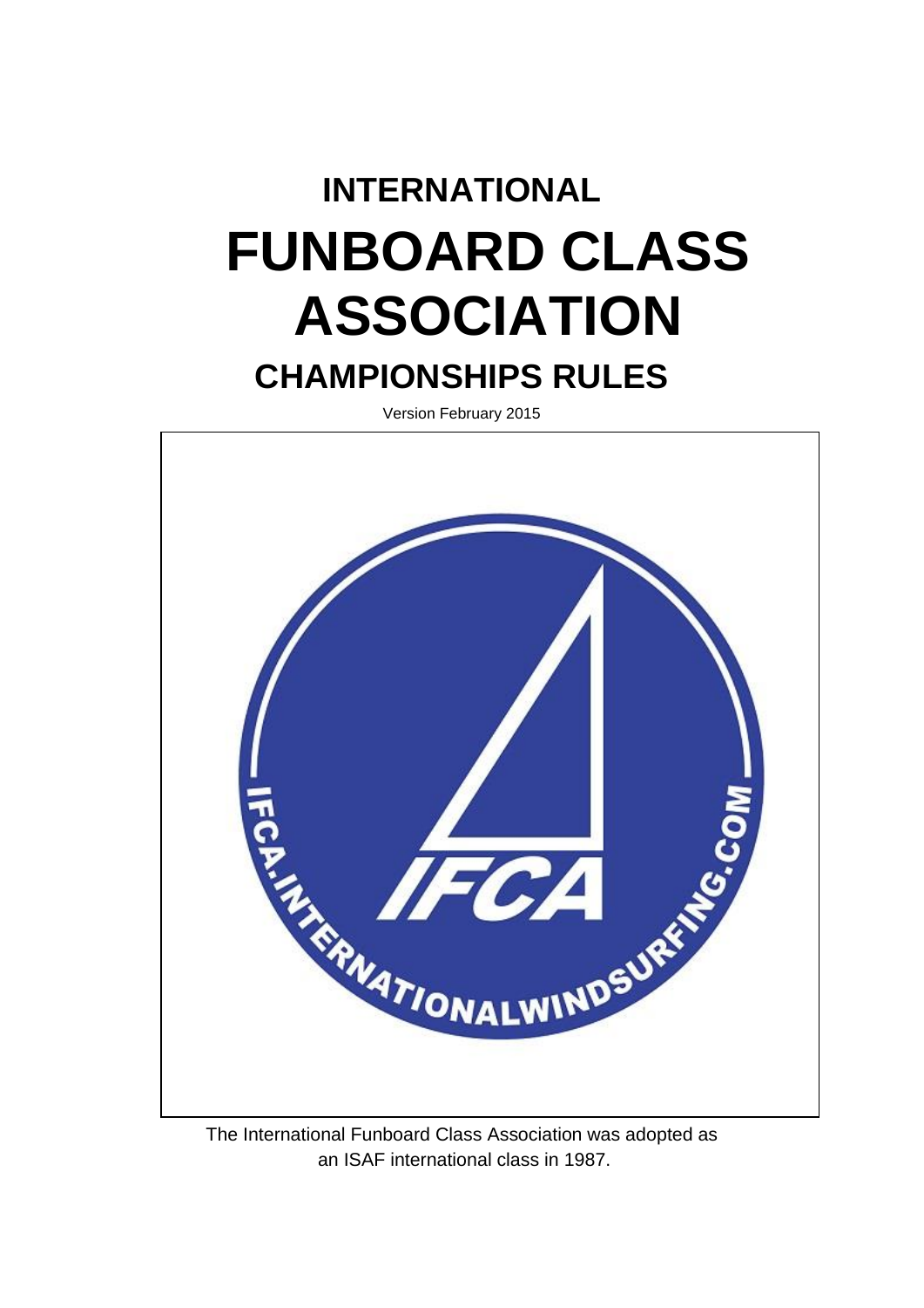# INTERNATIONAL

# FUNBOARD CLASS ASSOCIATION

## CHAMPIONSHIPS RULES

Version February 2015

The International Funboard Class Association was adopted as an ISAF international class in 1987.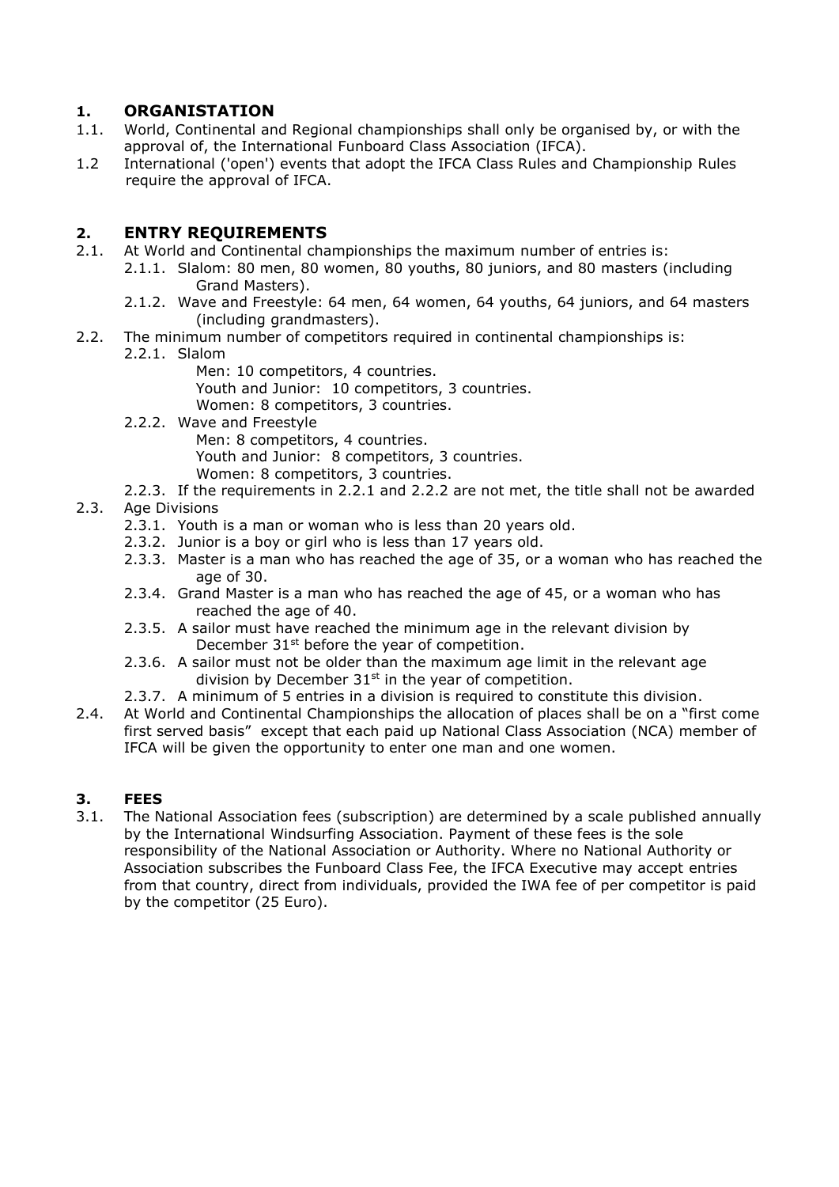## 1. ORGANISTATION

1.1. World, Continental and Regional championships shall only be organised by, or with the approval of, the International Funboard Class Association (IFCA).

1.2 International ('open') events that adopt the IFCA Class Rules and Championship Rules require the approval of IFCA.

## 2. ENTRY REQUIREMENTS

2.1. At World and Continental championships the maximum number of entries is:

- 2.1.1. Slalom: 80 men, 80 women, 80 youths, 80 juniors, and 80 masters (including Grand Masters).
- 2.1.2. Wave and Freestyle: 64 men, 64 women, 64 youths, 64 juniors, and 64 masters (including grandmasters).

2.2. The minimum number of competitors required in continental championships is:

- 2.2.1. Slalom
  - Men: 10 competitors, 4 countries.
  - Youth and Junior: 10 competitors, 3 countries.
  - Women: 8 competitors, 3 countries.
- 2.2.2. Wave and Freestyle
  - Men: 8 competitors, 4 countries.
  - Youth and Junior: 8 competitors, 3 countries.
  - Women: 8 competitors, 3 countries.
- 2.2.3. If the requirements in 2.2.1 and 2.2.2 are not met, the title shall not be awarded

2.3. Age Divisions

- 2.3.1. Youth is a man or woman who is less than 20 years old.
- 2.3.2. Junior is a boy or girl who is less than 17 years old.
- 2.3.3. Master is a man who has reached the age of 35, or a woman who has reached the age of 30.
- 2.3.4. Grand Master is a man who has reached the age of 45, or a woman who has reached the age of 40.
- 2.3.5. A sailor must have reached the minimum age in the relevant division by December 31st before the year of competition.
- 2.3.6. A sailor must not be older than the maximum age limit in the relevant age division by December 31st in the year of competition.
- 2.3.7. A minimum of 5 entries in a division is required to constitute this division.

2.4. At World and Continental Championships the allocation of places shall be on a "first come first served basis" except that each paid up National Class Association (NCA) member of IFCA will be given the opportunity to enter one man and one women.

## 3. FEES

3.1. The National Association fees (subscription) are determined by a scale published annually by the International Windsurfing Association. Payment of these fees is the sole responsibility of the National Association or Authority. Where no National Authority or Association subscribes the Funboard Class Fee, the IFCA Executive may accept entries from that country, direct from individuals, provided the IWA fee of per competitor is paid by the competitor (25 Euro).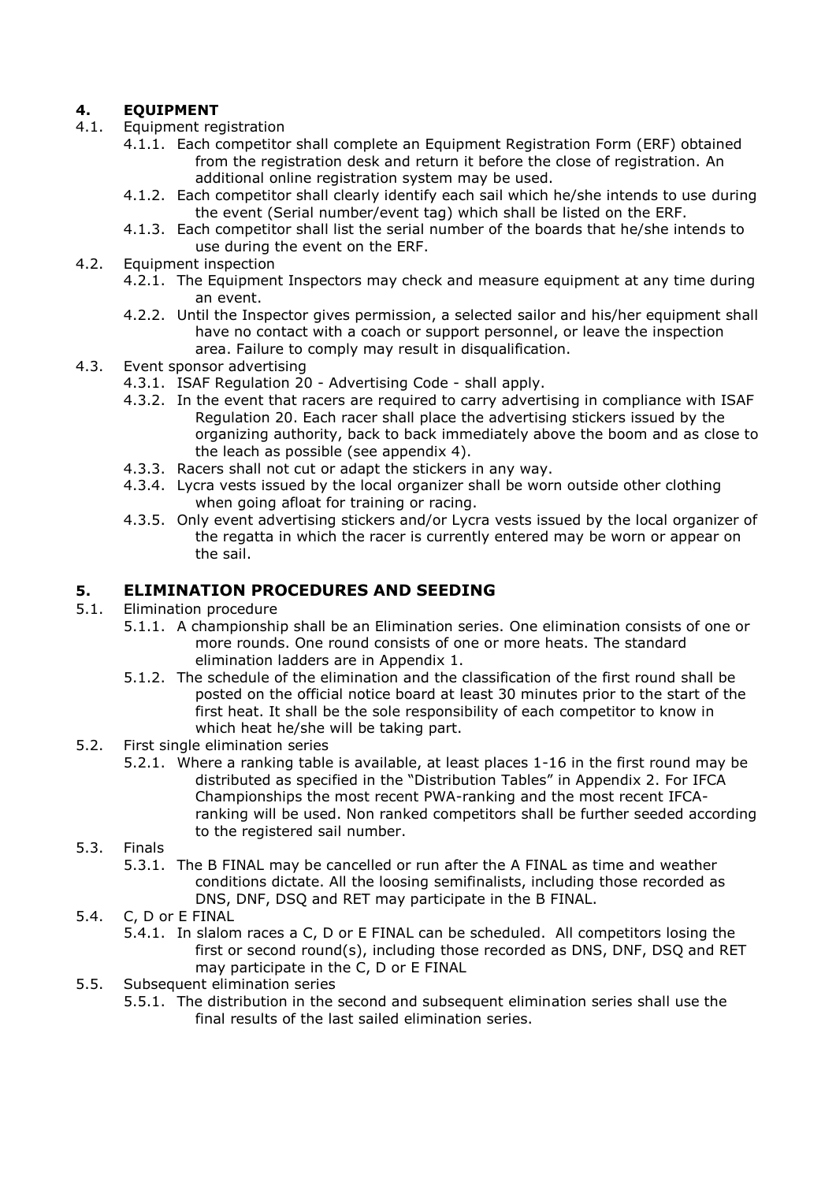## 4. EQUIPMENT

4.1. Equipment registration

- 4.1.1. Each competitor shall complete an Equipment Registration Form (ERF) obtained from the registration desk and return it before the close of registration. An additional online registration system may be used.
- 4.1.2. Each competitor shall clearly identify each sail which he/she intends to use during the event (Serial number/event tag) which shall be listed on the ERF.
- 4.1.3. Each competitor shall list the serial number of the boards that he/she intends to use during the event on the ERF.

4.2. Equipment inspection

- 4.2.1. The Equipment Inspectors may check and measure equipment at any time during an event.
- 4.2.2. Until the Inspector gives permission, a selected sailor and his/her equipment shall have no contact with a coach or support personnel, or leave the inspection area. Failure to comply may result in disqualification.

4.3. Event sponsor advertising

- 4.3.1. ISAF Regulation 20 - Advertising Code - shall apply.
- 4.3.2. In the event that racers are required to carry advertising in compliance with ISAF Regulation 20. Each racer shall place the advertising stickers issued by the organizing authority, back to back immediately above the boom and as close to the leach as possible (see appendix 4).
- 4.3.3. Racers shall not cut or adapt the stickers in any way.
- 4.3.4. Lycra vests issued by the local organizer shall be worn outside other clothing when going afloat for training or racing.
- 4.3.5. Only event advertising stickers and/or Lycra vests issued by the local organizer of the regatta in which the racer is currently entered may be worn or appear on the sail.

## 5. ELIMINATION PROCEDURES AND SEEDING

5.1. Elimination procedure

- 5.1.1. A championship shall be an Elimination series. One elimination consists of one or more rounds. One round consists of one or more heats. The standard elimination ladders are in Appendix 1.
- 5.1.2. The schedule of the elimination and the classification of the first round shall be posted on the official notice board at least 30 minutes prior to the start of the first heat. It shall be the sole responsibility of each competitor to know in which heat he/she will be taking part.

5.2. First single elimination series

- 5.2.1. Where a ranking table is available, at least places 1-16 in the first round may be distributed as specified in the "Distribution Tables" in Appendix 2. For IFCA Championships the most recent PWA-ranking and the most recent IFCA-ranking will be used. Non ranked competitors shall be further seeded according to the registered sail number.

5.3. Finals

- 5.3.1. The B FINAL may be cancelled or run after the A FINAL as time and weather conditions dictate. All the loosing semifinalists, including those recorded as DNS, DNF, DSQ and RET may participate in the B FINAL.

5.4. C, D or E FINAL

- 5.4.1. In slalom races a C, D or E FINAL can be scheduled. All competitors losing the first or second round(s), including those recorded as DNS, DNF, DSQ and RET may participate in the C, D or E FINAL

5.5. Subsequent elimination series

- 5.5.1. The distribution in the second and subsequent elimination series shall use the final results of the last sailed elimination series.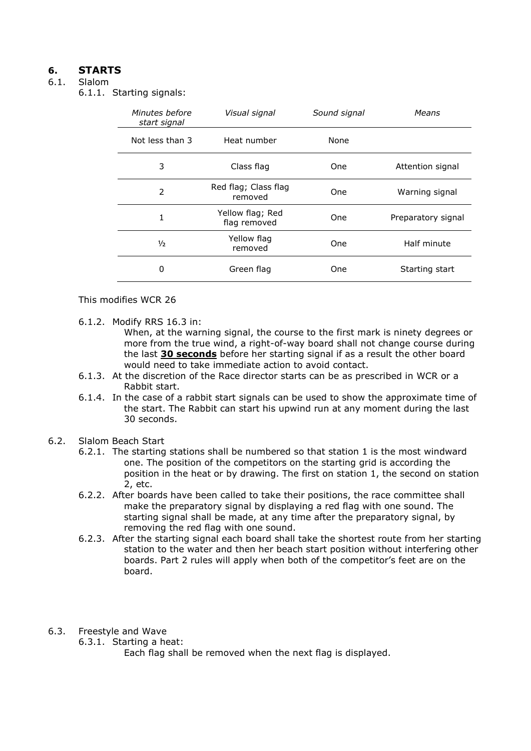# 6. STARTS

## 6.1. Slalom

6.1.1. Starting signals:

| *Minutes before start signal* | *Visual signal* | *Sound signal* | *Means* |
|---|---|---|---|
| Not less than 3 | Heat number | None | |
| 3 | Class flag | One | Attention signal |
| 2 | Red flag; Class flag removed | One | Warning signal |
| 1 | Yellow flag; Red flag removed | One | Preparatory signal |
| ½ | Yellow flag removed | One | Half minute |
| 0 | Green flag | One | Starting start |

This modifies WCR 26

6.1.2. Modify RRS 16.3 in:

When, at the warning signal, the course to the first mark is ninety degrees or more from the true wind, a right-of-way board shall not change course during the last **30 seconds** before her starting signal if as a result the other board would need to take immediate action to avoid contact.

6.1.3. At the discretion of the Race director starts can be as prescribed in WCR or a Rabbit start.

6.1.4. In the case of a rabbit start signals can be used to show the approximate time of the start. The Rabbit can start his upwind run at any moment during the last 30 seconds.

## 6.2. Slalom Beach Start

6.2.1. The starting stations shall be numbered so that station 1 is the most windward one. The position of the competitors on the starting grid is according the position in the heat or by drawing. The first on station 1, the second on station 2, etc.

6.2.2. After boards have been called to take their positions, the race committee shall make the preparatory signal by displaying a red flag with one sound. The starting signal shall be made, at any time after the preparatory signal, by removing the red flag with one sound.

6.2.3. After the starting signal each board shall take the shortest route from her starting station to the water and then her beach start position without interfering other boards. Part 2 rules will apply when both of the competitor's feet are on the board.

## 6.3. Freestyle and Wave

6.3.1. Starting a heat:

Each flag shall be removed when the next flag is displayed.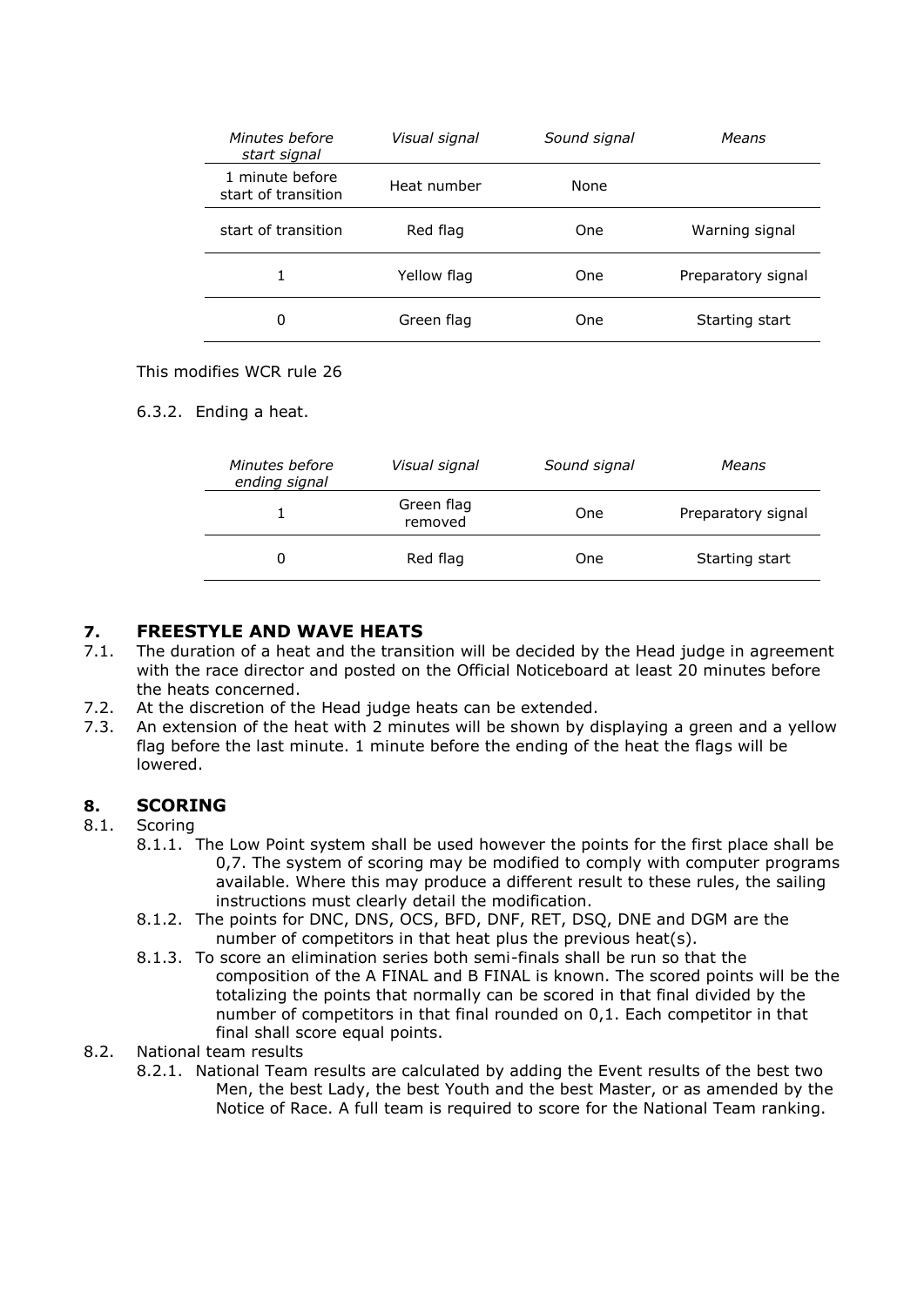| *Minutes before start signal* | *Visual signal* | *Sound signal* | *Means* |
|---|---|---|---|
| 1 minute before start of transition | Heat number | None | |
| start of transition | Red flag | One | Warning signal |
| 1 | Yellow flag | One | Preparatory signal |
| 0 | Green flag | One | Starting start |

This modifies WCR rule 26

6.3.2. Ending a heat.

| *Minutes before ending signal* | *Visual signal* | *Sound signal* | *Means* |
|---|---|---|---|
| 1 | Green flag removed | One | Preparatory signal |
| 0 | Red flag | One | Starting start |

## 7. FREESTYLE AND WAVE HEATS

7.1. The duration of a heat and the transition will be decided by the Head judge in agreement with the race director and posted on the Official Noticeboard at least 20 minutes before the heats concerned.

7.2. At the discretion of the Head judge heats can be extended.

7.3. An extension of the heat with 2 minutes will be shown by displaying a green and a yellow flag before the last minute. 1 minute before the ending of the heat the flags will be lowered.

## 8. SCORING

8.1. Scoring

8.1.1. The Low Point system shall be used however the points for the first place shall be 0,7. The system of scoring may be modified to comply with computer programs available. Where this may produce a different result to these rules, the sailing instructions must clearly detail the modification.

8.1.2. The points for DNC, DNS, OCS, BFD, DNF, RET, DSQ, DNE and DGM are the number of competitors in that heat plus the previous heat(s).

8.1.3. To score an elimination series both semi-finals shall be run so that the composition of the A FINAL and B FINAL is known. The scored points will be the totalizing the points that normally can be scored in that final divided by the number of competitors in that final rounded on 0,1. Each competitor in that final shall score equal points.

8.2. National team results

8.2.1. National Team results are calculated by adding the Event results of the best two Men, the best Lady, the best Youth and the best Master, or as amended by the Notice of Race. A full team is required to score for the National Team ranking.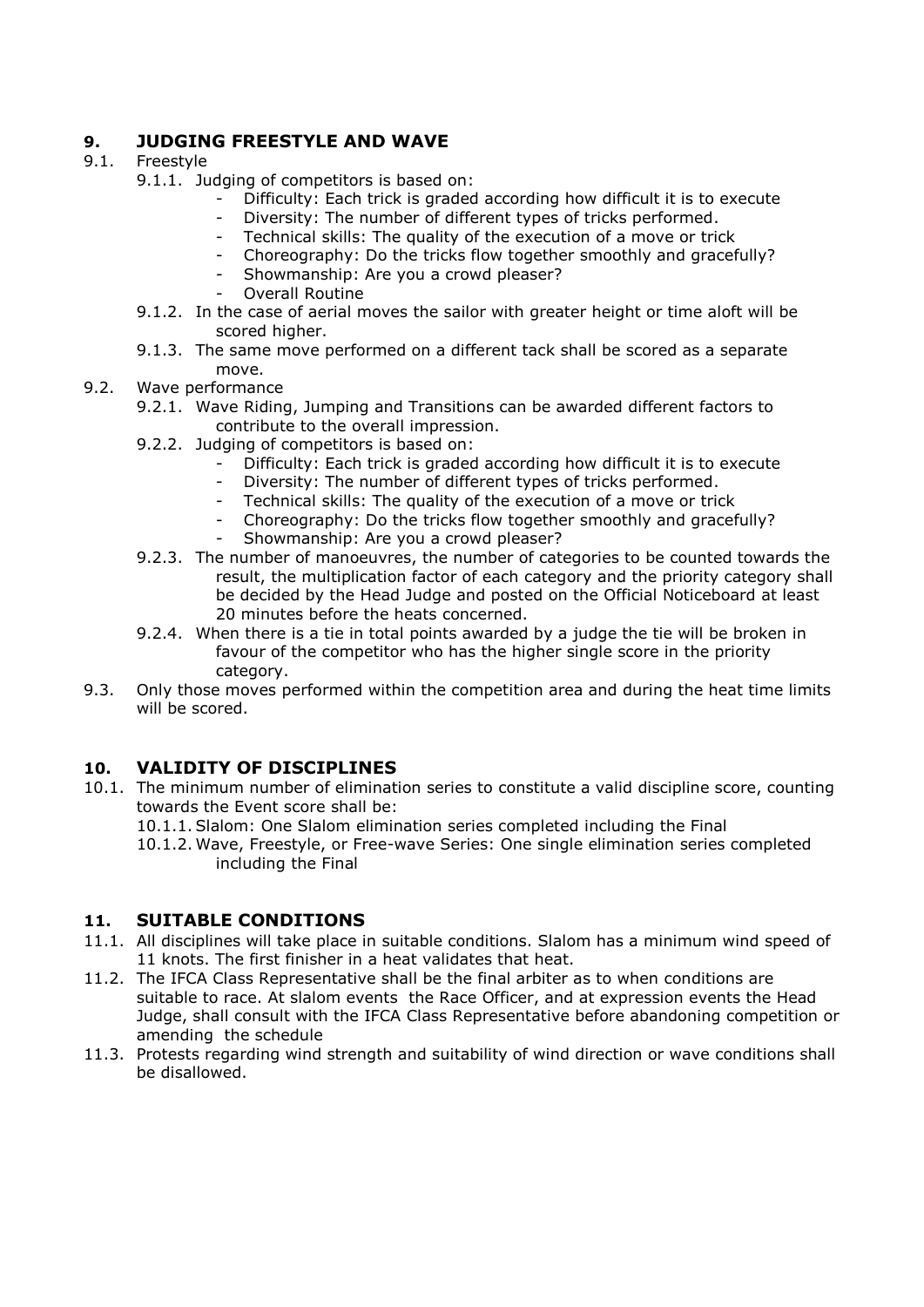## 9. JUDGING FREESTYLE AND WAVE

9.1. Freestyle

9.1.1. Judging of competitors is based on:

- Difficulty: Each trick is graded according how difficult it is to execute
- Diversity: The number of different types of tricks performed.
- Technical skills: The quality of the execution of a move or trick
- Choreography: Do the tricks flow together smoothly and gracefully?
- Showmanship: Are you a crowd pleaser?
- Overall Routine

9.1.2. In the case of aerial moves the sailor with greater height or time aloft will be scored higher.

9.1.3. The same move performed on a different tack shall be scored as a separate move.

9.2. Wave performance

9.2.1. Wave Riding, Jumping and Transitions can be awarded different factors to contribute to the overall impression.

9.2.2. Judging of competitors is based on:

- Difficulty: Each trick is graded according how difficult it is to execute
- Diversity: The number of different types of tricks performed.
- Technical skills: The quality of the execution of a move or trick
- Choreography: Do the tricks flow together smoothly and gracefully?
- Showmanship: Are you a crowd pleaser?

9.2.3. The number of manoeuvres, the number of categories to be counted towards the result, the multiplication factor of each category and the priority category shall be decided by the Head Judge and posted on the Official Noticeboard at least 20 minutes before the heats concerned.

9.2.4. When there is a tie in total points awarded by a judge the tie will be broken in favour of the competitor who has the higher single score in the priority category.

9.3. Only those moves performed within the competition area and during the heat time limits will be scored.

## 10. VALIDITY OF DISCIPLINES

10.1. The minimum number of elimination series to constitute a valid discipline score, counting towards the Event score shall be:

10.1.1. Slalom: One Slalom elimination series completed including the Final

10.1.2. Wave, Freestyle, or Free-wave Series: One single elimination series completed including the Final

## 11. SUITABLE CONDITIONS

11.1. All disciplines will take place in suitable conditions. Slalom has a minimum wind speed of 11 knots. The first finisher in a heat validates that heat.

11.2. The IFCA Class Representative shall be the final arbiter as to when conditions are suitable to race. At slalom events the Race Officer, and at expression events the Head Judge, shall consult with the IFCA Class Representative before abandoning competition or amending the schedule

11.3. Protests regarding wind strength and suitability of wind direction or wave conditions shall be disallowed.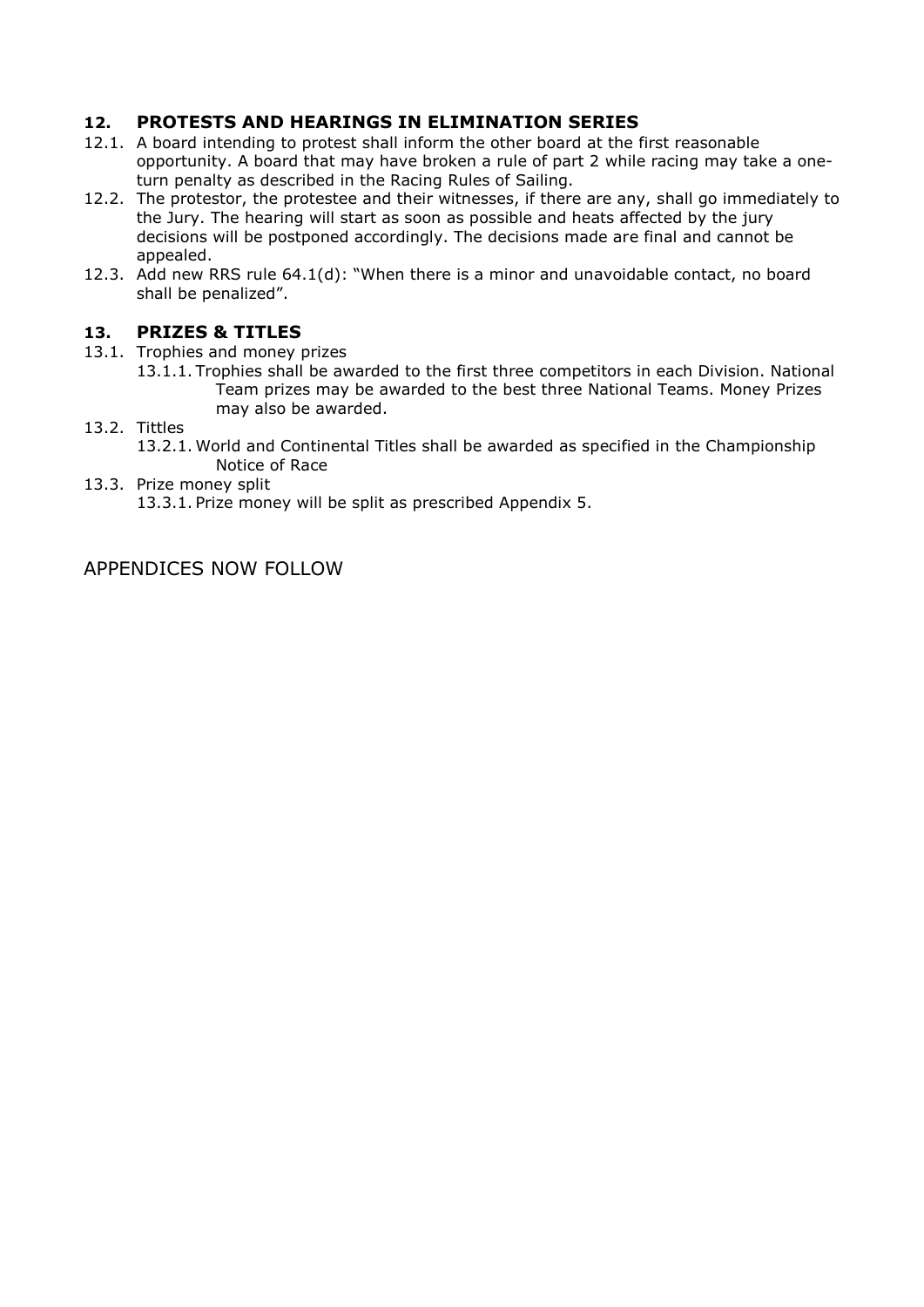## 12. PROTESTS AND HEARINGS IN ELIMINATION SERIES

12.1. A board intending to protest shall inform the other board at the first reasonable opportunity. A board that may have broken a rule of part 2 while racing may take a one-turn penalty as described in the Racing Rules of Sailing.

12.2. The protestor, the protestee and their witnesses, if there are any, shall go immediately to the Jury. The hearing will start as soon as possible and heats affected by the jury decisions will be postponed accordingly. The decisions made are final and cannot be appealed.

12.3. Add new RRS rule 64.1(d): "When there is a minor and unavoidable contact, no board shall be penalized".

## 13. PRIZES & TITLES

13.1. Trophies and money prizes

13.1.1. Trophies shall be awarded to the first three competitors in each Division. National Team prizes may be awarded to the best three National Teams. Money Prizes may also be awarded.

13.2. Tittles

13.2.1. World and Continental Titles shall be awarded as specified in the Championship Notice of Race

13.3. Prize money split

13.3.1. Prize money will be split as prescribed Appendix 5.

APPENDICES NOW FOLLOW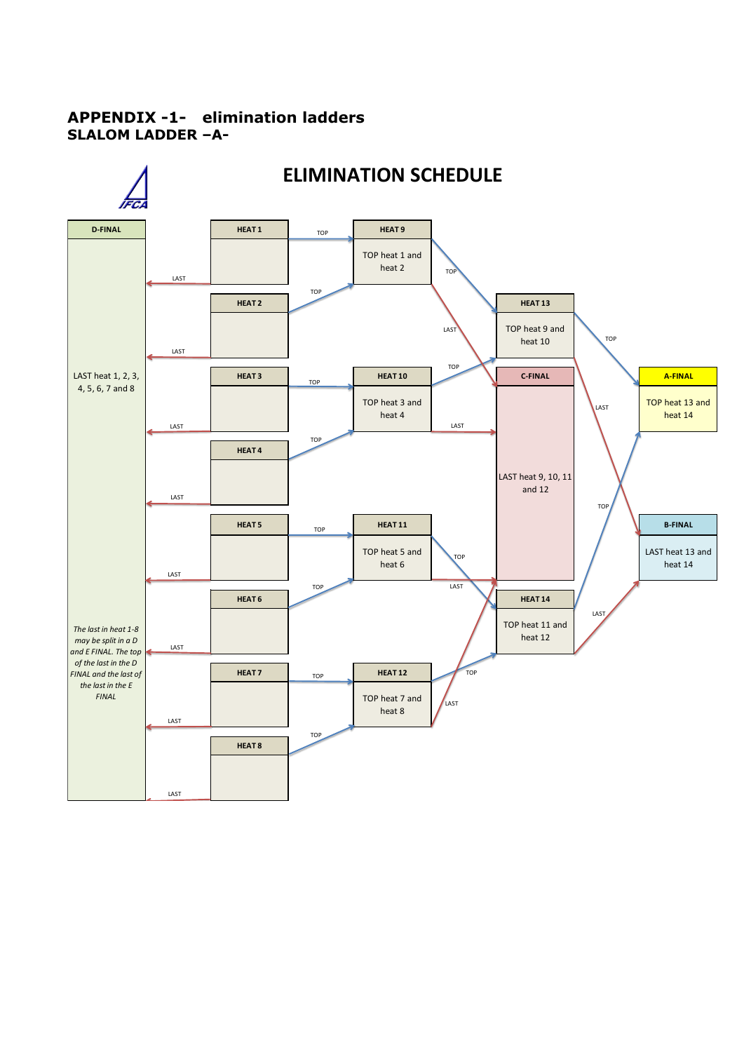## APPENDIX -1- elimination ladders
## SLALOM LADDER –A-

# ELIMINATION SCHEDULE

**D-FINAL**

LAST heat 1, 2, 3, 4, 5, 6, 7 and 8

*The last in heat 1-8 may be split in a D and E FINAL. The top of the last in the D FINAL and the last of the last in the E FINAL*

**HEAT 1**

**HEAT 2**

**HEAT 3**

**HEAT 4**

**HEAT 5**

**HEAT 6**

**HEAT 7**

**HEAT 8**

**HEAT 9**

TOP heat 1 and heat 2

**HEAT 10**

TOP heat 3 and heat 4

**HEAT 11**

TOP heat 5 and heat 6

**HEAT 12**

TOP heat 7 and heat 8

**HEAT 13**

TOP heat 9 and heat 10

**C-FINAL**

LAST heat 9, 10, 11 and 12

**HEAT 14**

TOP heat 11 and heat 12

**A-FINAL**

TOP heat 13 and heat 14

**B-FINAL**

LAST heat 13 and heat 14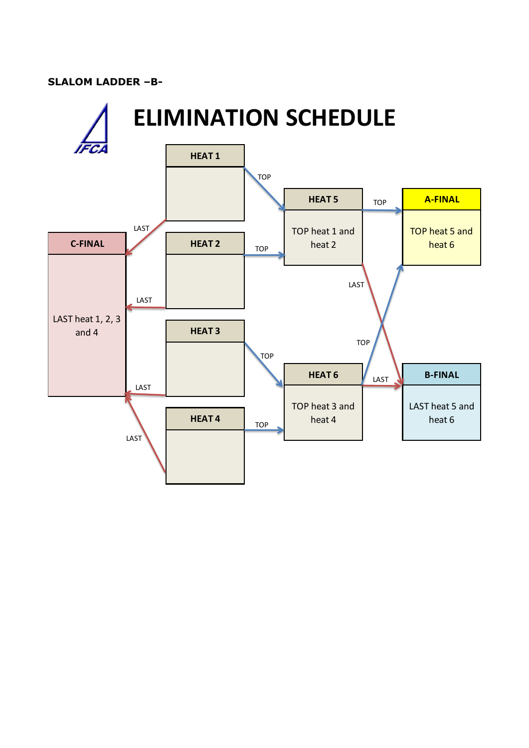**SLALOM LADDER –B-**

# ELIMINATION SCHEDULE

**HEAT 1**

**HEAT 2**

**HEAT 3**

**HEAT 4**

**HEAT 5**

TOP heat 1 and heat 2

**HEAT 6**

TOP heat 3 and heat 4

**A-FINAL**

TOP heat 5 and heat 6

**B-FINAL**

LAST heat 5 and heat 6

**C-FINAL**

LAST heat 1, 2, 3 and 4

TOP

LAST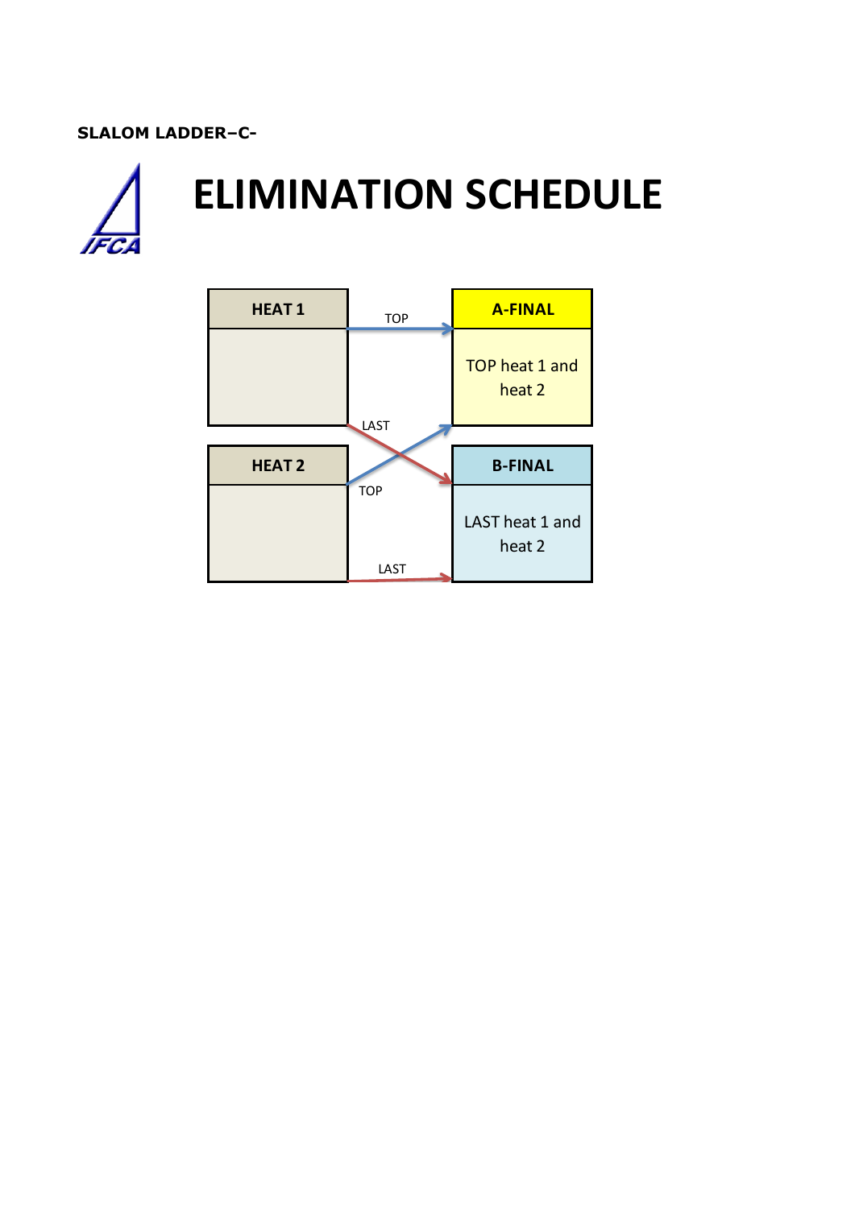**SLALOM LADDER–C-**

# ELIMINATION SCHEDULE

| HEAT 1 | | A-FINAL |
|---|---|---|
| | TOP → A-FINAL | TOP heat 1 and heat 2 |
| | LAST → B-FINAL | |

| HEAT 2 | | B-FINAL |
|---|---|---|
| | TOP → A-FINAL | LAST heat 1 and heat 2 |
| | LAST → B-FINAL | |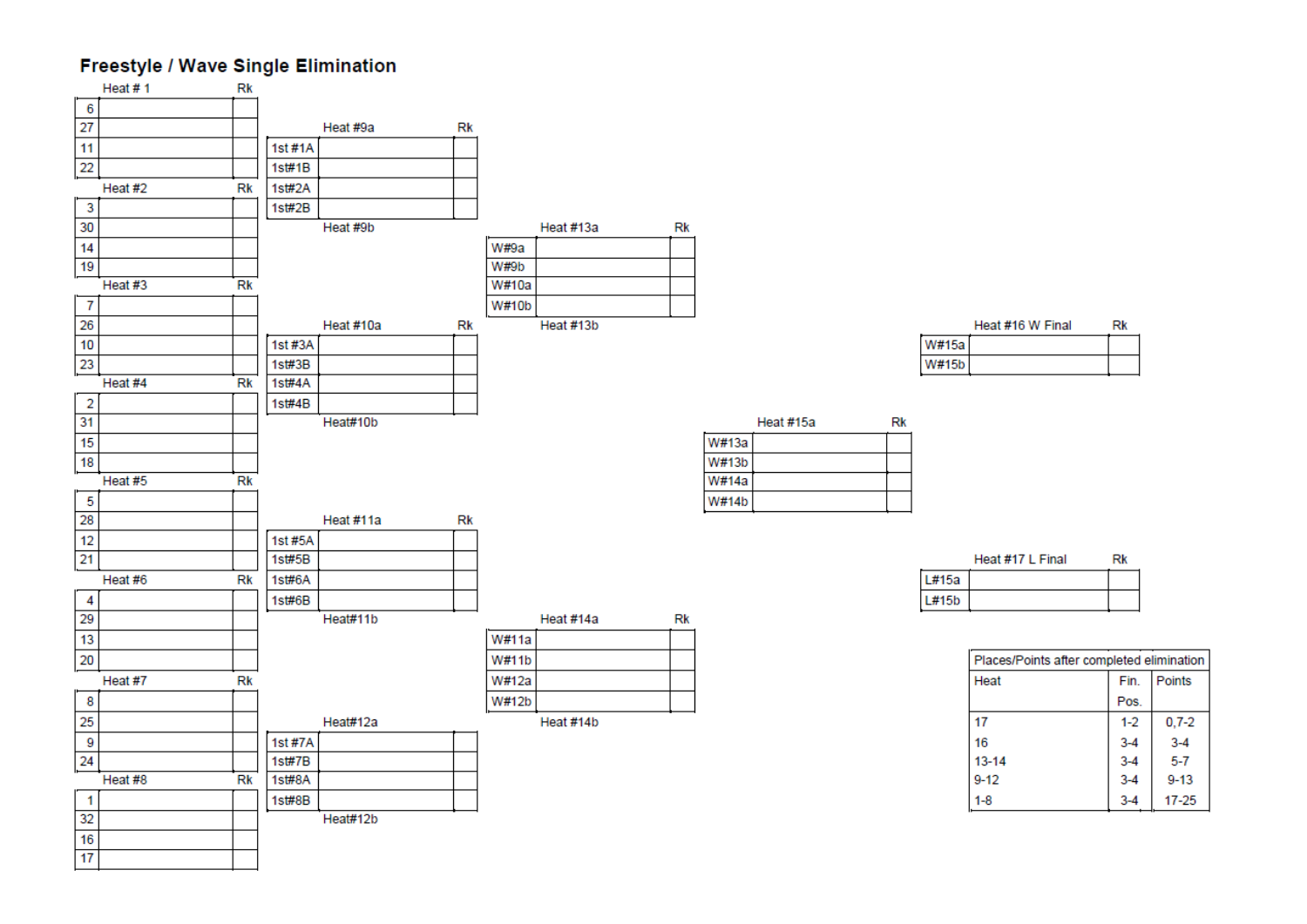## Freestyle / Wave Single Elimination

| Heat # 1 | | Rk |
|---|---|---|
| 6 | | |
| 27 | | |
| 11 | | |
| 22 | | |

| Heat #2 | | Rk |
|---|---|---|
| 3 | | |
| 30 | | |
| 14 | | |
| 19 | | |

| Heat #3 | | Rk |
|---|---|---|
| 7 | | |
| 26 | | |
| 10 | | |
| 23 | | |

| Heat #4 | | Rk |
|---|---|---|
| 2 | | |
| 31 | | |
| 15 | | |
| 18 | | |

| Heat #5 | | Rk |
|---|---|---|
| 5 | | |
| 28 | | |
| 12 | | |
| 21 | | |

| Heat #6 | | Rk |
|---|---|---|
| 4 | | |
| 29 | | |
| 13 | | |
| 20 | | |

| Heat #7 | | Rk |
|---|---|---|
| 8 | | |
| 25 | | |
| 9 | | |
| 24 | | |

| Heat #8 | | Rk |
|---|---|---|
| 1 | | |
| 32 | | |
| 16 | | |
| 17 | | |

| Heat #9a | | Rk |
|---|---|---|
| 1st #1A | | |
| 1st#1B | | |
| 1st#2A | | |
| 1st#2B | | |

Heat #9b

| Heat #10a | | Rk |
|---|---|---|
| 1st #3A | | |
| 1st#3B | | |
| 1st#4A | | |
| 1st#4B | | |

Heat#10b

| Heat #11a | | Rk |
|---|---|---|
| 1st #5A | | |
| 1st#5B | | |
| 1st#6A | | |
| 1st#6B | | |

Heat#11b

| Heat#12a | | |
|---|---|---|
| 1st #7A | | |
| 1st#7B | | |
| 1st#8A | | |
| 1st#8B | | |

Heat#12b

| Heat #13a | | Rk |
|---|---|---|
| W#9a | | |
| W#9b | | |
| W#10a | | |
| W#10b | | |

Heat #13b

| Heat #14a | | Rk |
|---|---|---|
| W#11a | | |
| W#11b | | |
| W#12a | | |
| W#12b | | |

Heat #14b

| Heat #15a | | Rk |
|---|---|---|
| W#13a | | |
| W#13b | | |
| W#14a | | |
| W#14b | | |

| Heat #16 W Final | | Rk |
|---|---|---|
| W#15a | | |
| W#15b | | |

| Heat #17 L Final | | Rk |
|---|---|---|
| L#15a | | |
| L#15b | | |

| Places/Points after completed elimination | | |
|---|---|---|
| Heat | Fin. Pos. | Points |
| 17 | 1-2 | 0,7-2 |
| 16 | 3-4 | 3-4 |
| 13-14 | 3-4 | 5-7 |
| 9-12 | 3-4 | 9-13 |
| 1-8 | 3-4 | 17-25 |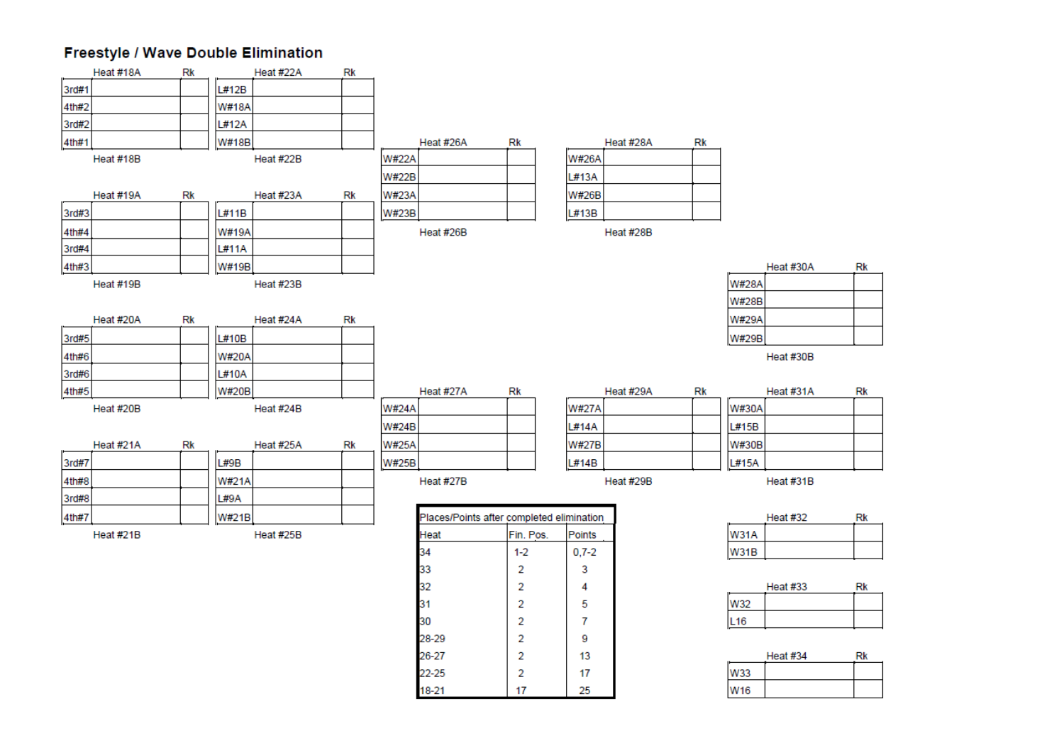# Freestyle / Wave Double Elimination

**Heat #18A**

| | | Rk |
|---|---|---|
| 3rd#1 | | |
| 4th#2 | | |
| 3rd#2 | | |
| 4th#1 | | |

Heat #18B

**Heat #22A**

| | | Rk |
|---|---|---|
| L#12B | | |
| W#18A | | |
| L#12A | | |
| W#18B | | |

Heat #22B

**Heat #19A**

| | | Rk |
|---|---|---|
| 3rd#3 | | |
| 4th#4 | | |
| 3rd#4 | | |
| 4th#3 | | |

Heat #19B

**Heat #23A**

| | | Rk |
|---|---|---|
| L#11B | | |
| W#19A | | |
| L#11A | | |
| W#19B | | |

Heat #23B

**Heat #20A**

| | | Rk |
|---|---|---|
| 3rd#5 | | |
| 4th#6 | | |
| 3rd#6 | | |
| 4th#5 | | |

Heat #20B

**Heat #24A**

| | | Rk |
|---|---|---|
| L#10B | | |
| W#20A | | |
| L#10A | | |
| W#20B | | |

Heat #24B

**Heat #21A**

| | | Rk |
|---|---|---|
| 3rd#7 | | |
| 4th#8 | | |
| 3rd#8 | | |
| 4th#7 | | |

Heat #21B

**Heat #25A**

| | | Rk |
|---|---|---|
| L#9B | | |
| W#21A | | |
| L#9A | | |
| W#21B | | |

Heat #25B

**Heat #26A**

| | | Rk |
|---|---|---|
| W#22A | | |
| W#22B | | |
| W#23A | | |
| W#23B | | |

Heat #26B

**Heat #27A**

| | | Rk |
|---|---|---|
| W#24A | | |
| W#24B | | |
| W#25A | | |
| W#25B | | |

Heat #27B

**Heat #28A**

| | | Rk |
|---|---|---|
| W#26A | | |
| L#13A | | |
| W#26B | | |
| L#13B | | |

Heat #28B

**Heat #29A**

| | | Rk |
|---|---|---|
| W#27A | | |
| L#14A | | |
| W#27B | | |
| L#14B | | |

Heat #29B

**Heat #30A**

| | | Rk |
|---|---|---|
| W#28A | | |
| W#28B | | |
| W#29A | | |
| W#29B | | |

Heat #30B

**Heat #31A**

| | | Rk |
|---|---|---|
| W#30A | | |
| L#15B | | |
| W#30B | | |
| L#15A | | |

Heat #31B

**Heat #32**

| | | Rk |
|---|---|---|
| W31A | | |
| W31B | | |

**Heat #33**

| | | Rk |
|---|---|---|
| W32 | | |
| L16 | | |

**Heat #34**

| | | Rk |
|---|---|---|
| W33 | | |
| W16 | | |

**Places/Points after completed elimination**

| Heat | Fin. Pos. | Points |
|---|---|---|
| 34 | 1-2 | 0,7-2 |
| 33 | 2 | 3 |
| 32 | 2 | 4 |
| 31 | 2 | 5 |
| 30 | 2 | 7 |
| 28-29 | 2 | 9 |
| 26-27 | 2 | 13 |
| 22-25 | 2 | 17 |
| 18-21 | 17 | 25 |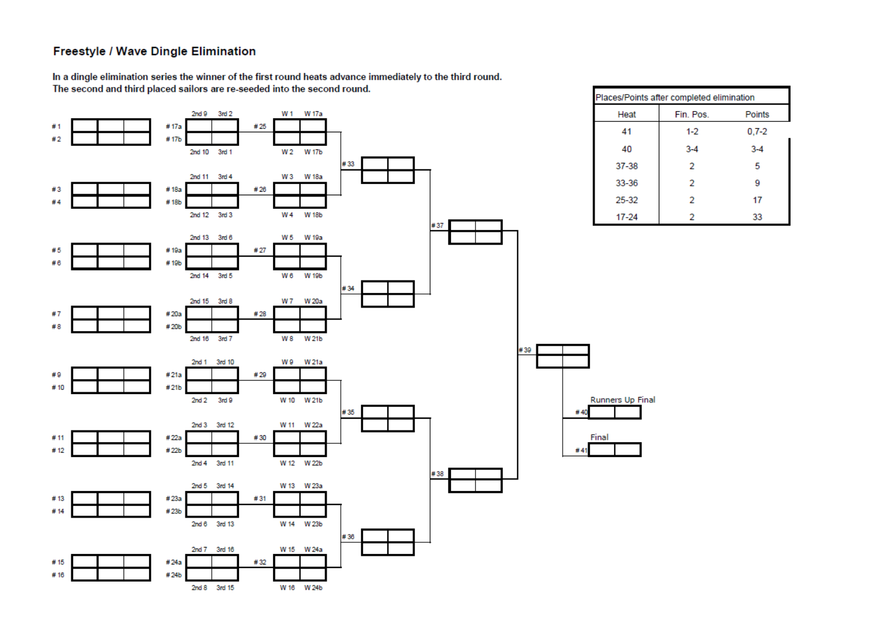## Freestyle / Wave Dingle Elimination

**In a dingle elimination series the winner of the first round heats advance immediately to the third round. The second and third placed sailors are re-seeded into the second round.**

| Heat | Competitors | | Heat | Competitors | | Heat | Competitors | |
|---|---|---|---|---|---|---|---|---|
| # 1 | | | # 17a | 2nd 9 | 3rd 2 | # 25 | W 1 | W 17a |
| # 2 | | | # 17b | 2nd 10 | 3rd 1 | | W 2 | W 17b |
| # 3 | | | # 18a | 2nd 11 | 3rd 4 | # 26 | W 3 | W 18a |
| # 4 | | | # 18b | 2nd 12 | 3rd 3 | | W 4 | W 18b |
| # 5 | | | # 19a | 2nd 13 | 3rd 6 | # 27 | W 5 | W 19a |
| # 6 | | | # 19b | 2nd 14 | 3rd 5 | | W 6 | W 19b |
| # 7 | | | # 20a | 2nd 15 | 3rd 8 | # 28 | W 7 | W 20a |
| # 8 | | | # 20b | 2nd 16 | 3rd 7 | | W 8 | W 21b |
| # 9 | | | # 21a | 2nd 1 | 3rd 10 | # 29 | W 9 | W 21a |
| # 10 | | | # 21b | 2nd 2 | 3rd 9 | | W 10 | W 21b |
| # 11 | | | # 22a | 2nd 3 | 3rd 12 | # 30 | W 11 | W 22a |
| # 12 | | | # 22b | 2nd 4 | 3rd 11 | | W 12 | W 22b |
| # 13 | | | # 23a | 2nd 5 | 3rd 14 | # 31 | W 13 | W 23a |
| # 14 | | | # 23b | 2nd 6 | 3rd 13 | | W 14 | W 23b |
| # 15 | | | # 24a | 2nd 7 | 3rd 16 | # 32 | W 15 | W 24a |
| # 16 | | | # 24b | 2nd 8 | 3rd 15 | | W 16 | W 24b |

# 25 and # 26 → # 33
# 27 and # 28 → # 34
# 29 and # 30 → # 35
# 31 and # 32 → # 36
# 33 and # 34 → # 37
# 35 and # 36 → # 38
# 37 and # 38 → # 39

# 39 → # 40 Runners Up Final
# 39 → # 41 Final

| Places/Points after completed elimination | | |
|---|---|---|
| **Heat** | **Fin. Pos.** | **Points** |
| 41 | 1-2 | 0,7-2 |
| 40 | 3-4 | 3-4 |
| 37-38 | 2 | 5 |
| 33-36 | 2 | 9 |
| 25-32 | 2 | 17 |
| 17-24 | 2 | 33 |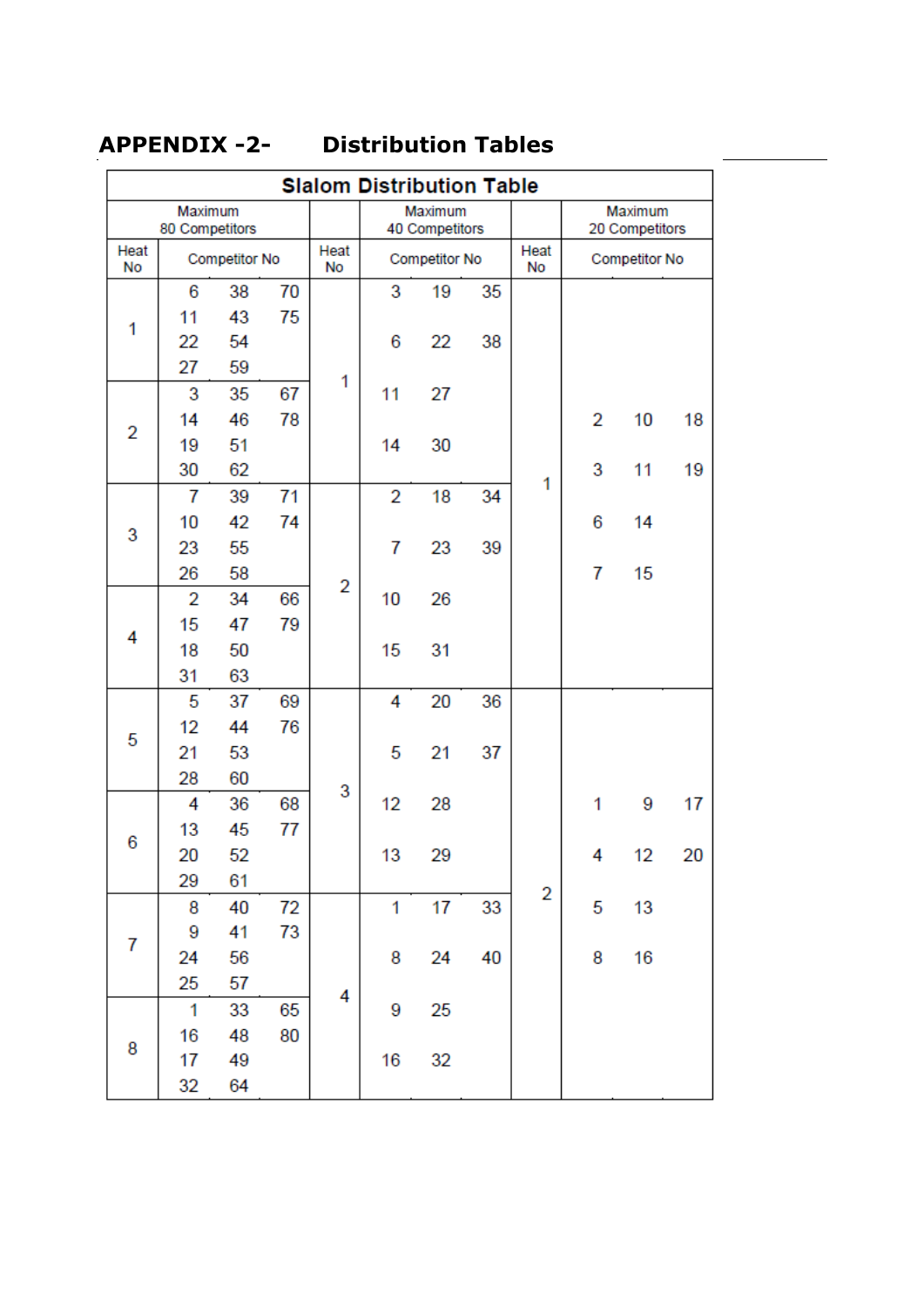## APPENDIX -2- Distribution Tables

**Slalom Distribution Table**

| Maximum 80 Competitors | | | | Maximum 40 Competitors | | | | Maximum 20 Competitors | | | |
|---|---|---|---|---|---|---|---|---|---|---|---|
| Heat No | Competitor No | | | Heat No | Competitor No | | | Heat No | Competitor No | | |
| 1 | 6 | 38 | 70 | 1 | 3 | 19 | 35 | 1 | 2 | 10 | 18 |
| | 11 | 43 | 75 | | 6 | 22 | 38 | | 3 | 11 | 19 |
| | 22 | 54 | | | 11 | 27 | | | 6 | 14 | |
| | 27 | 59 | | | 14 | 30 | | | 7 | 15 | |
| 2 | 3 | 35 | 67 | | | | | | | | |
| | 14 | 46 | 78 | | | | | | | | |
| | 19 | 51 | | | | | | | | | |
| | 30 | 62 | | | | | | | | | |
| 3 | 7 | 39 | 71 | 2 | 2 | 18 | 34 | | | | |
| | 10 | 42 | 74 | | 7 | 23 | 39 | | | | |
| | 23 | 55 | | | 10 | 26 | | | | | |
| | 26 | 58 | | | 15 | 31 | | | | | |
| 4 | 2 | 34 | 66 | | | | | | | | |
| | 15 | 47 | 79 | | | | | | | | |
| | 18 | 50 | | | | | | | | | |
| | 31 | 63 | | | | | | | | | |
| 5 | 5 | 37 | 69 | 3 | 4 | 20 | 36 | 2 | 1 | 9 | 17 |
| | 12 | 44 | 76 | | 5 | 21 | 37 | | 4 | 12 | 20 |
| | 21 | 53 | | | 12 | 28 | | | 5 | 13 | |
| | 28 | 60 | | | 13 | 29 | | | 8 | 16 | |
| 6 | 4 | 36 | 68 | | | | | | | | |
| | 13 | 45 | 77 | | | | | | | | |
| | 20 | 52 | | | | | | | | | |
| | 29 | 61 | | | | | | | | | |
| 7 | 8 | 40 | 72 | 4 | 1 | 17 | 33 | | | | |
| | 9 | 41 | 73 | | 8 | 24 | 40 | | | | |
| | 24 | 56 | | | 9 | 25 | | | | | |
| | 25 | 57 | | | 16 | 32 | | | | | |
| 8 | 1 | 33 | 65 | | | | | | | | |
| | 16 | 48 | 80 | | | | | | | | |
| | 17 | 49 | | | | | | | | | |
| | 32 | 64 | | | | | | | | | |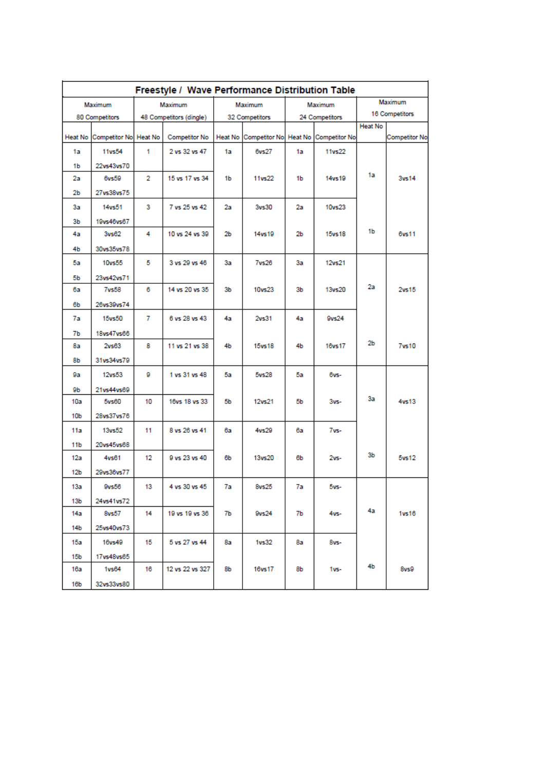# Freestyle / Wave Performance Distribution Table

| Maximum 80 Competitors | | Maximum 48 Competitors (dingle) | | Maximum 32 Competitors | | Maximum 24 Competitors | | Maximum 16 Competitors | |
|---|---|---|---|---|---|---|---|---|---|
| Heat No | Competitor No | Heat No | Competitor No | Heat No | Competitor No | Heat No | Competitor No | Heat No | Competitor No |
| 1a | 11vs54 | 1 | 2 vs 32 vs 47 | 1a | 6vs27 | 1a | 11vs22 | 1a | 3vs14 |
| 1b | 22vs43vs70 | | | | | | | | |
| 2a | 6vs59 | 2 | 15 vs 17 vs 34 | 1b | 11vs22 | 1b | 14vs19 | | |
| 2b | 27vs38vs75 | | | | | | | | |
| 3a | 14vs51 | 3 | 7 vs 25 vs 42 | 2a | 3vs30 | 2a | 10vs23 | 1b | 6vs11 |
| 3b | 19vs46vs67 | | | | | | | | |
| 4a | 3vs62 | 4 | 10 vs 24 vs 39 | 2b | 14vs19 | 2b | 15vs18 | | |
| 4b | 30vs35vs78 | | | | | | | | |
| 5a | 10vs55 | 5 | 3 vs 29 vs 46 | 3a | 7vs26 | 3a | 12vs21 | 2a | 2vs15 |
| 5b | 23vs42vs71 | | | | | | | | |
| 6a | 7vs58 | 6 | 14 vs 20 vs 35 | 3b | 10vs23 | 3b | 13vs20 | | |
| 6b | 26vs39vs74 | | | | | | | | |
| 7a | 15vs50 | 7 | 6 vs 28 vs 43 | 4a | 2vs31 | 4a | 9vs24 | 2b | 7vs10 |
| 7b | 18vs47vs66 | | | | | | | | |
| 8a | 2vs63 | 8 | 11 vs 21 vs 38 | 4b | 15vs18 | 4b | 16vs17 | | |
| 8b | 31vs34vs79 | | | | | | | | |
| 9a | 12vs53 | 9 | 1 vs 31 vs 48 | 5a | 5vs28 | 5a | 6vs- | 3a | 4vs13 |
| 9b | 21vs44vs69 | | | | | | | | |
| 10a | 5vs60 | 10 | 16vs 18 vs 33 | 5b | 12vs21 | 5b | 3vs- | | |
| 10b | 28vs37vs76 | | | | | | | | |
| 11a | 13vs52 | 11 | 8 vs 26 vs 41 | 6a | 4vs29 | 6a | 7vs- | 3b | 5vs12 |
| 11b | 20vs45vs68 | | | | | | | | |
| 12a | 4vs61 | 12 | 9 vs 23 vs 40 | 6b | 13vs20 | 6b | 2vs- | | |
| 12b | 29vs36vs77 | | | | | | | | |
| 13a | 9vs56 | 13 | 4 vs 30 vs 45 | 7a | 8vs25 | 7a | 5vs- | 4a | 1vs16 |
| 13b | 24vs41vs72 | | | | | | | | |
| 14a | 8vs57 | 14 | 19 vs 19 vs 36 | 7b | 9vs24 | 7b | 4vs- | | |
| 14b | 25vs40vs73 | | | | | | | | |
| 15a | 16vs49 | 15 | 5 vs 27 vs 44 | 8a | 1vs32 | 8a | 8vs- | 4b | 8vs9 |
| 15b | 17vs48vs65 | | | | | | | | |
| 16a | 1vs64 | 16 | 12 vs 22 vs 327 | 8b | 16vs17 | 8b | 1vs- | | |
| 16b | 32vs33vs80 | | | | | | | | |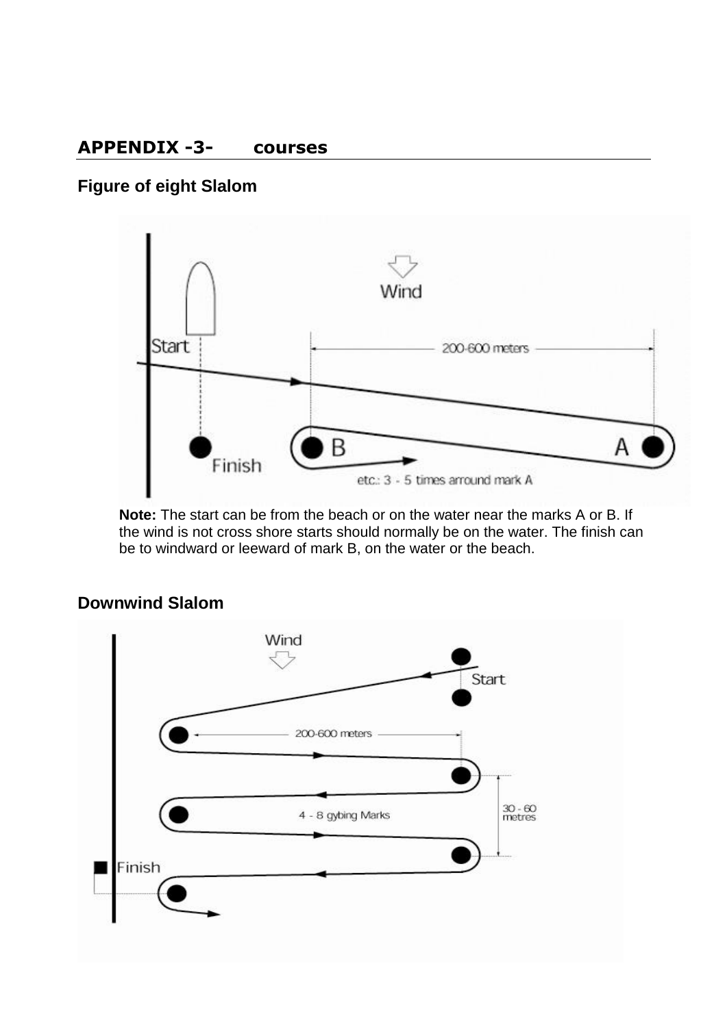## APPENDIX -3- courses

### Figure of eight Slalom

**Note:** The start can be from the beach or on the water near the marks A or B. If the wind is not cross shore starts should normally be on the water. The finish can be to windward or leeward of mark B, on the water or the beach.

### Downwind Slalom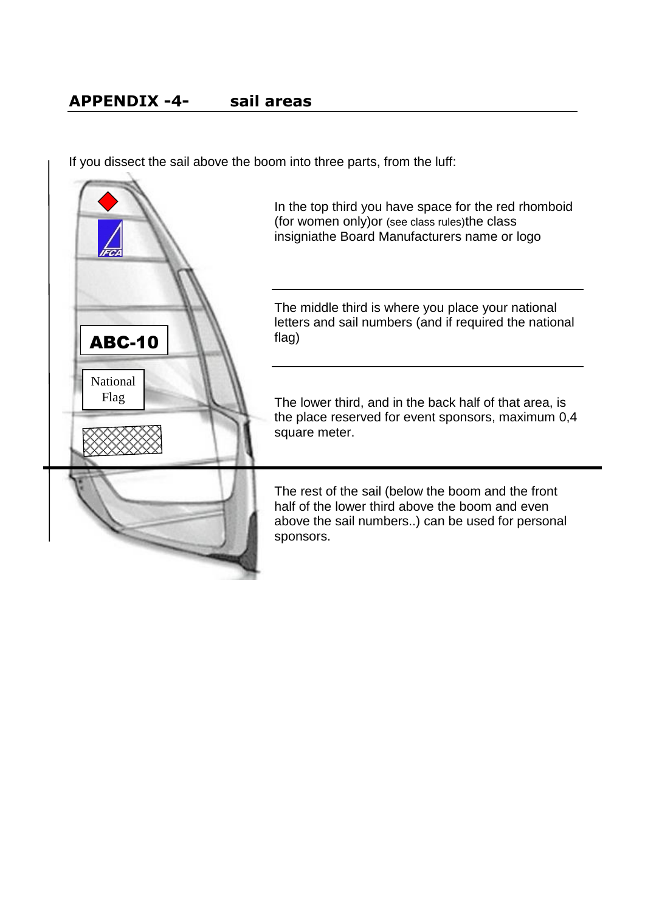## APPENDIX -4- sail areas

If you dissect the sail above the boom into three parts, from the luff:

In the top third you have space for the red rhomboid (for women only)or (see class rules)the class insigniathe Board Manufacturers name or logo

The middle third is where you place your national letters and sail numbers (and if required the national flag)

The lower third, and in the back half of that area, is the place reserved for event sponsors, maximum 0,4 square meter.

The rest of the sail (below the boom and the front half of the lower third above the boom and even above the sail numbers..) can be used for personal sponsors.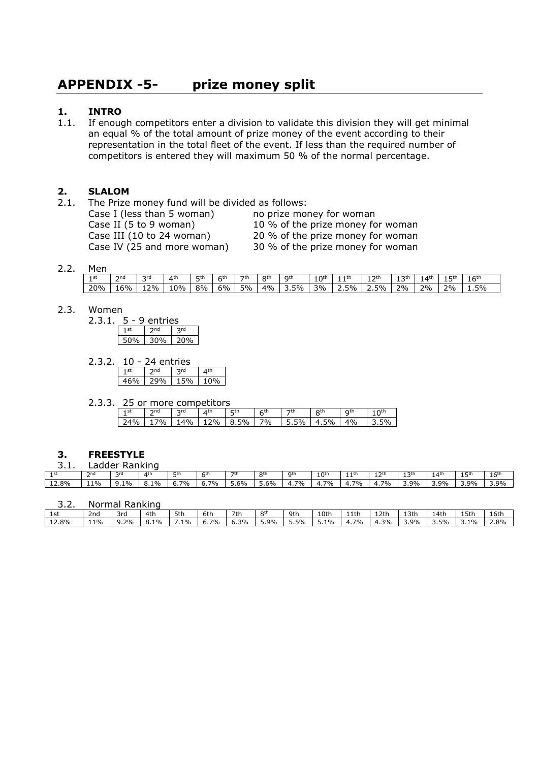# APPENDIX -5- prize money split

## 1. INTRO

1.1. If enough competitors enter a division to validate this division they will get minimal an equal % of the total amount of prize money of the event according to their representation in the total fleet of the event. If less than the required number of competitors is entered they will maximum 50 % of the normal percentage.

## 2. SLALOM

2.1. The Prize money fund will be divided as follows:

| | |
|---|---|
| Case I (less than 5 woman) | no prize money for woman |
| Case II (5 to 9 woman) | 10 % of the prize money for woman |
| Case III (10 to 24 woman) | 20 % of the prize money for woman |
| Case IV (25 and more woman) | 30 % of the prize money for woman |

2.2. Men

| 1st | 2nd | 3rd | 4th | 5th | 6th | 7th | 8th | 9th | 10th | 11th | 12th | 13th | 14th | 15th | 16th |
|---|---|---|---|---|---|---|---|---|---|---|---|---|---|---|---|
| 20% | 16% | 12% | 10% | 8% | 6% | 5% | 4% | 3.5% | 3% | 2.5% | 2.5% | 2% | 2% | 2% | 1.5% |

2.3. Women

2.3.1. 5 - 9 entries

| 1st | 2nd | 3rd |
|---|---|---|
| 50% | 30% | 20% |

2.3.2. 10 - 24 entries

| 1st | 2nd | 3rd | 4th |
|---|---|---|---|
| 46% | 29% | 15% | 10% |

2.3.3. 25 or more competitors

| 1st | 2nd | 3rd | 4th | 5th | 6th | 7th | 8th | 9th | 10th |
|---|---|---|---|---|---|---|---|---|---|
| 24% | 17% | 14% | 12% | 8.5% | 7% | 5.5% | 4.5% | 4% | 3.5% |

## 3. FREESTYLE

3.1. Ladder Ranking

| 1st | 2nd | 3rd | 4th | 5th | 6th | 7th | 8th | 9th | 10th | 11th | 12th | 13th | 14th | 15th | 16th |
|---|---|---|---|---|---|---|---|---|---|---|---|---|---|---|---|
| 12.8% | 11% | 9.1% | 8.1% | 6.7% | 6.7% | 5.6% | 5.6% | 4.7% | 4.7% | 4.7% | 4.7% | 3.9% | 3.9% | 3.9% | 3.9% |

3.2. Normal Ranking

| 1st | 2nd | 3rd | 4th | 5th | 6th | 7th | 8th | 9th | 10th | 11th | 12th | 13th | 14th | 15th | 16th |
|---|---|---|---|---|---|---|---|---|---|---|---|---|---|---|---|
| 12.8% | 11% | 9.2% | 8.1% | 7.1% | 6.7% | 6.3% | 5.9% | 5.5% | 5.1% | 4.7% | 4.3% | 3.9% | 3.5% | 3.1% | 2.8% |